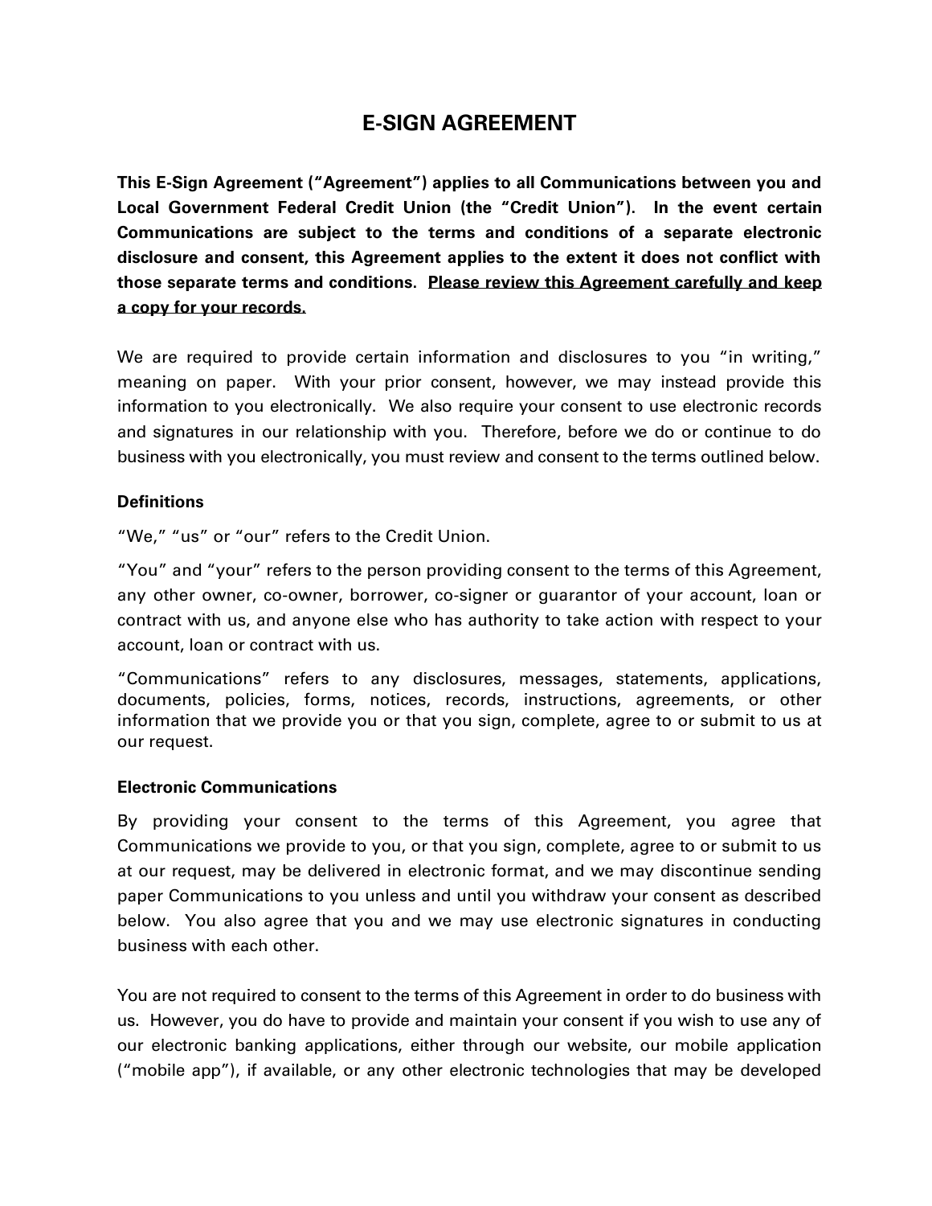# E-SIGN AGREEMENT

**This E-Sign Agreement ("Agreement") applies to all Communications between you and Local Government Federal Credit Union (the "Credit Union"). In the event certain Communications are subject to the terms and conditions of a separate electronic disclosure and consent, this Agreement applies to the extent it does not conflict with those separate terms and conditions. <u>Please review this Agreement carefully and keep a copy for your records.</u>**

We are required to provide certain information and disclosures to you "in writing," meaning on paper. With your prior consent, however, we may instead provide this information to you electronically. We also require your consent to use electronic records and signatures in our relationship with you. Therefore, before we do or continue to do business with you electronically, you must review and consent to the terms outlined below.

### Definitions

"We," "us" or "our" refers to the Credit Union.

"You" and "your" refers to the person providing consent to the terms of this Agreement, any other owner, co-owner, borrower, co-signer or guarantor of your account, loan or contract with us, and anyone else who has authority to take action with respect to your account, loan or contract with us.

"Communications" refers to any disclosures, messages, statements, applications, documents, policies, forms, notices, records, instructions, agreements, or other information that we provide you or that you sign, complete, agree to or submit to us at our request.

### Electronic Communications

By providing your consent to the terms of this Agreement, you agree that Communications we provide to you, or that you sign, complete, agree to or submit to us at our request, may be delivered in electronic format, and we may discontinue sending paper Communications to you unless and until you withdraw your consent as described below. You also agree that you and we may use electronic signatures in conducting business with each other.

You are not required to consent to the terms of this Agreement in order to do business with us. However, you do have to provide and maintain your consent if you wish to use any of our electronic banking applications, either through our website, our mobile application ("mobile app"), if available, or any other electronic technologies that may be developed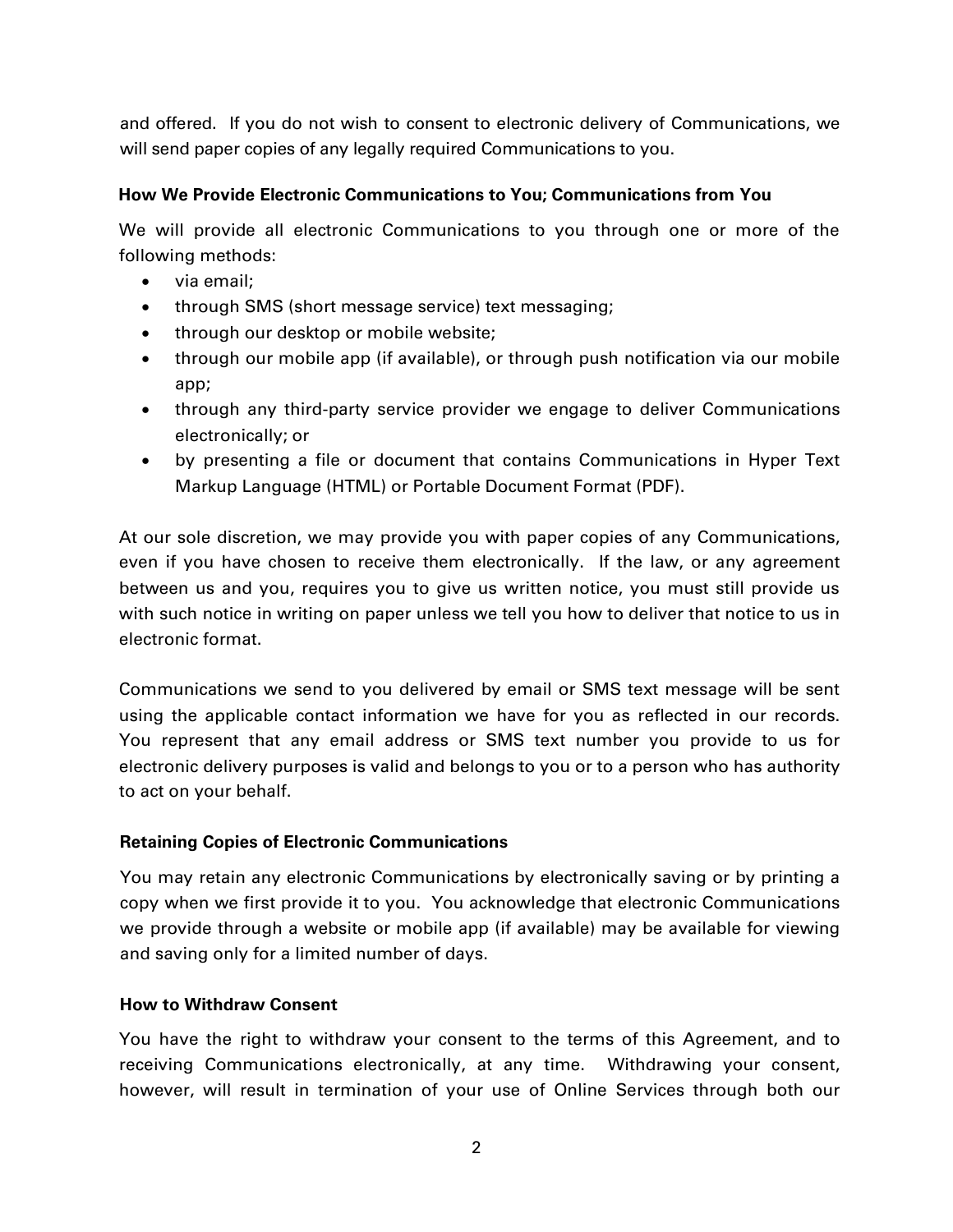and offered. If you do not wish to consent to electronic delivery of Communications, we will send paper copies of any legally required Communications to you.

**How We Provide Electronic Communications to You; Communications from You**

We will provide all electronic Communications to you through one or more of the following methods:

- via email;
- through SMS (short message service) text messaging;
- through our desktop or mobile website;
- through our mobile app (if available), or through push notification via our mobile app;
- through any third-party service provider we engage to deliver Communications electronically; or
- by presenting a file or document that contains Communications in Hyper Text Markup Language (HTML) or Portable Document Format (PDF).

At our sole discretion, we may provide you with paper copies of any Communications, even if you have chosen to receive them electronically. If the law, or any agreement between us and you, requires you to give us written notice, you must still provide us with such notice in writing on paper unless we tell you how to deliver that notice to us in electronic format.

Communications we send to you delivered by email or SMS text message will be sent using the applicable contact information we have for you as reflected in our records. You represent that any email address or SMS text number you provide to us for electronic delivery purposes is valid and belongs to you or to a person who has authority to act on your behalf.

**Retaining Copies of Electronic Communications**

You may retain any electronic Communications by electronically saving or by printing a copy when we first provide it to you. You acknowledge that electronic Communications we provide through a website or mobile app (if available) may be available for viewing and saving only for a limited number of days.

**How to Withdraw Consent**

You have the right to withdraw your consent to the terms of this Agreement, and to receiving Communications electronically, at any time. Withdrawing your consent, however, will result in termination of your use of Online Services through both our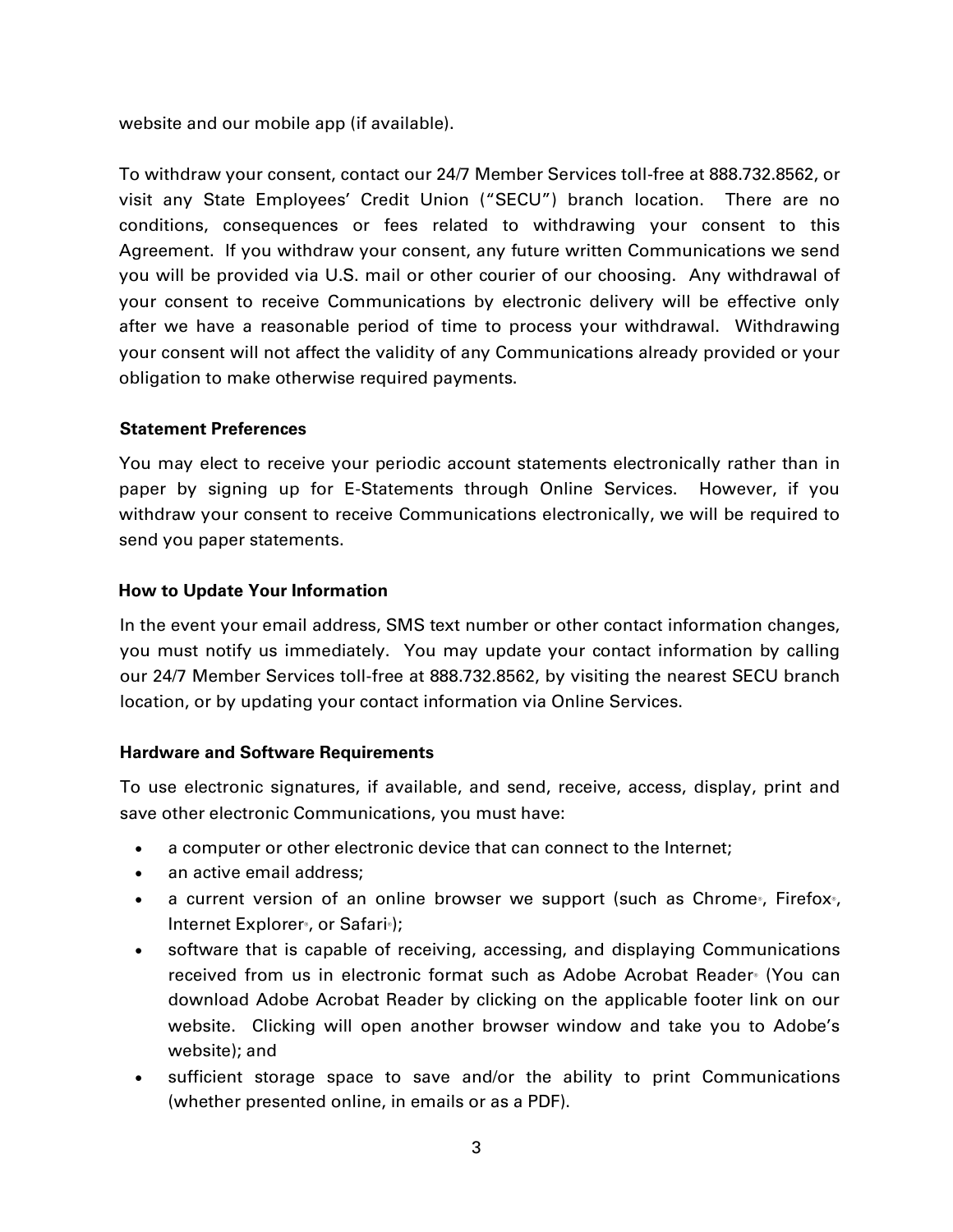website and our mobile app (if available).

To withdraw your consent, contact our 24/7 Member Services toll-free at 888.732.8562, or visit any State Employees' Credit Union ("SECU") branch location. There are no conditions, consequences or fees related to withdrawing your consent to this Agreement. If you withdraw your consent, any future written Communications we send you will be provided via U.S. mail or other courier of our choosing. Any withdrawal of your consent to receive Communications by electronic delivery will be effective only after we have a reasonable period of time to process your withdrawal. Withdrawing your consent will not affect the validity of any Communications already provided or your obligation to make otherwise required payments.

**Statement Preferences**

You may elect to receive your periodic account statements electronically rather than in paper by signing up for E-Statements through Online Services. However, if you withdraw your consent to receive Communications electronically, we will be required to send you paper statements.

**How to Update Your Information**

In the event your email address, SMS text number or other contact information changes, you must notify us immediately. You may update your contact information by calling our 24/7 Member Services toll-free at 888.732.8562, by visiting the nearest SECU branch location, or by updating your contact information via Online Services.

**Hardware and Software Requirements**

To use electronic signatures, if available, and send, receive, access, display, print and save other electronic Communications, you must have:

- a computer or other electronic device that can connect to the Internet;
- an active email address;
- a current version of an online browser we support (such as Chrome®, Firefox®, Internet Explorer®, or Safari®);
- software that is capable of receiving, accessing, and displaying Communications received from us in electronic format such as Adobe Acrobat Reader® (You can download Adobe Acrobat Reader by clicking on the applicable footer link on our website. Clicking will open another browser window and take you to Adobe's website); and
- sufficient storage space to save and/or the ability to print Communications (whether presented online, in emails or as a PDF).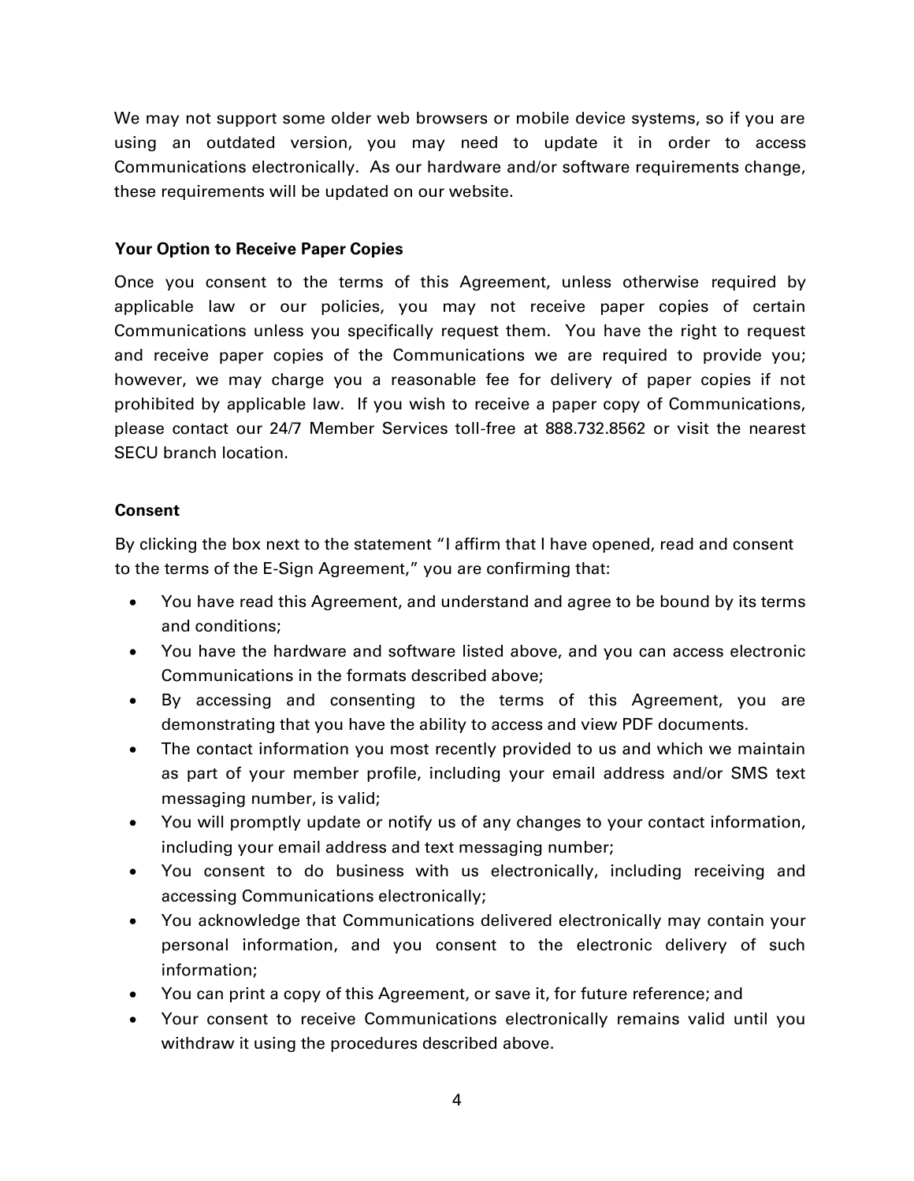We may not support some older web browsers or mobile device systems, so if you are using an outdated version, you may need to update it in order to access Communications electronically. As our hardware and/or software requirements change, these requirements will be updated on our website.

**Your Option to Receive Paper Copies**

Once you consent to the terms of this Agreement, unless otherwise required by applicable law or our policies, you may not receive paper copies of certain Communications unless you specifically request them. You have the right to request and receive paper copies of the Communications we are required to provide you; however, we may charge you a reasonable fee for delivery of paper copies if not prohibited by applicable law. If you wish to receive a paper copy of Communications, please contact our 24/7 Member Services toll-free at 888.732.8562 or visit the nearest SECU branch location.

**Consent**

By clicking the box next to the statement "I affirm that I have opened, read and consent to the terms of the E-Sign Agreement," you are confirming that:

- You have read this Agreement, and understand and agree to be bound by its terms and conditions;
- You have the hardware and software listed above, and you can access electronic Communications in the formats described above;
- By accessing and consenting to the terms of this Agreement, you are demonstrating that you have the ability to access and view PDF documents.
- The contact information you most recently provided to us and which we maintain as part of your member profile, including your email address and/or SMS text messaging number, is valid;
- You will promptly update or notify us of any changes to your contact information, including your email address and text messaging number;
- You consent to do business with us electronically, including receiving and accessing Communications electronically;
- You acknowledge that Communications delivered electronically may contain your personal information, and you consent to the electronic delivery of such information;
- You can print a copy of this Agreement, or save it, for future reference; and
- Your consent to receive Communications electronically remains valid until you withdraw it using the procedures described above.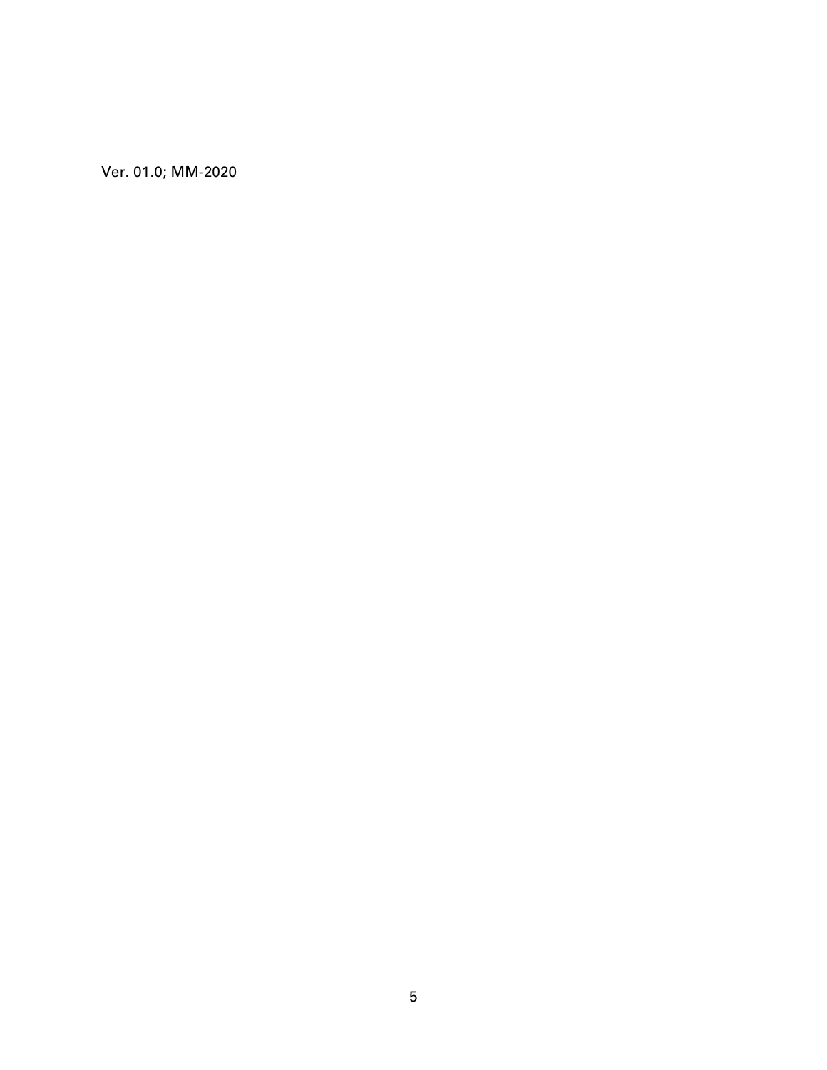Ver. 01.0; MM-2020